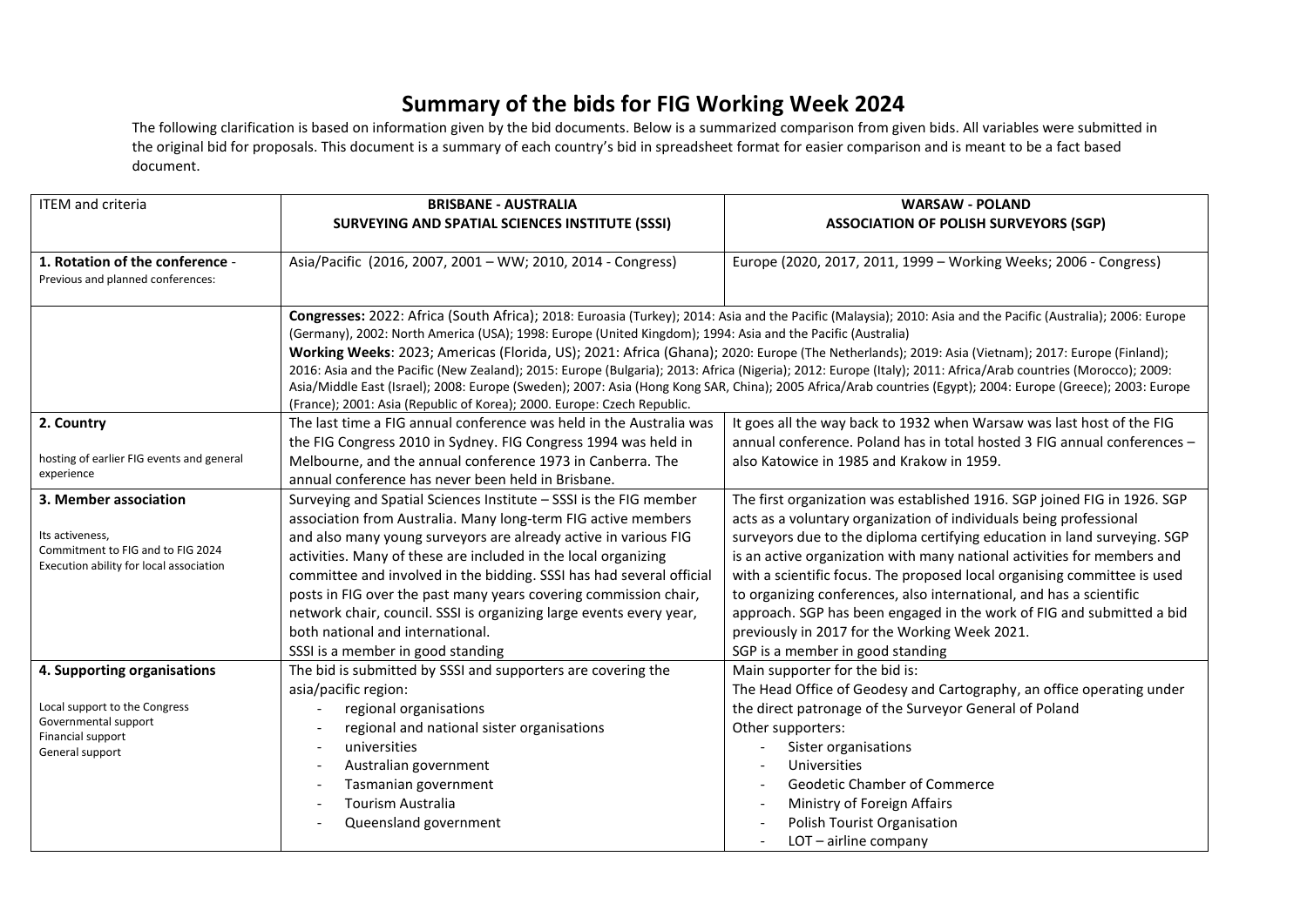# Summary of the bids for FIG Working Week 2024

The following clarification is based on information given by the bid documents. Below is a summarized comparison from given bids. All variables were submitted in the original bid for proposals. This document is a summary of each country's bid in spreadsheet format for easier comparison and is meant to be a fact based document.

| ITEM and criteria | BRISBANE - AUSTRALIA<br>SURVEYING AND SPATIAL SCIENCES INSTITUTE (SSSI) | WARSAW - POLAND<br>ASSOCIATION OF POLISH SURVEYORS (SGP) |
|---|---|---|
| **1. Rotation of the conference** - Previous and planned conferences: | Asia/Pacific (2016, 2007, 2001 – WW; 2010, 2014 - Congress) | Europe (2020, 2017, 2011, 1999 – Working Weeks; 2006 - Congress) |
| | **Congresses:** 2022: Africa (South Africa); 2018: Euroasia (Turkey); 2014: Asia and the Pacific (Malaysia); 2010: Asia and the Pacific (Australia); 2006: Europe (Germany), 2002: North America (USA); 1998: Europe (United Kingdom); 1994: Asia and the Pacific (Australia)<br>**Working Weeks**: 2023; Americas (Florida, US); 2021: Africa (Ghana); 2020: Europe (The Netherlands); 2019: Asia (Vietnam); 2017: Europe (Finland); 2016: Asia and the Pacific (New Zealand); 2015: Europe (Bulgaria); 2013: Africa (Nigeria); 2012: Europe (Italy); 2011: Africa/Arab countries (Morocco); 2009: Asia/Middle East (Israel); 2008: Europe (Sweden); 2007: Asia (Hong Kong SAR, China); 2005 Africa/Arab countries (Egypt); 2004: Europe (Greece); 2003: Europe (France); 2001: Asia (Republic of Korea); 2000. Europe: Czech Republic. | |
| **2. Country**<br><br>hosting of earlier FIG events and general experience | The last time a FIG annual conference was held in the Australia was the FIG Congress 2010 in Sydney. FIG Congress 1994 was held in Melbourne, and the annual conference 1973 in Canberra. The annual conference has never been held in Brisbane. | It goes all the way back to 1932 when Warsaw was last host of the FIG annual conference. Poland has in total hosted 3 FIG annual conferences – also Katowice in 1985 and Krakow in 1959. |
| **3. Member association**<br><br>Its activeness,<br>Commitment to FIG and to FIG 2024<br>Execution ability for local association | Surveying and Spatial Sciences Institute – SSSI is the FIG member association from Australia. Many long-term FIG active members and also many young surveyors are already active in various FIG activities. Many of these are included in the local organizing committee and involved in the bidding. SSSI has had several official posts in FIG over the past many years covering commission chair, network chair, council. SSSI is organizing large events every year, both national and international.<br>SSSI is a member in good standing | The first organization was established 1916. SGP joined FIG in 1926. SGP acts as a voluntary organization of individuals being professional surveyors due to the diploma certifying education in land surveying. SGP is an active organization with many national activities for members and with a scientific focus. The proposed local organising committee is used to organizing conferences, also international, and has a scientific approach. SGP has been engaged in the work of FIG and submitted a bid previously in 2017 for the Working Week 2021.<br>SGP is a member in good standing |
| **4. Supporting organisations**<br><br>Local support to the Congress<br>Governmental support<br>Financial support<br>General support | The bid is submitted by SSSI and supporters are covering the asia/pacific region:<br>- regional organisations<br>- regional and national sister organisations<br>- universities<br>- Australian government<br>- Tasmanian government<br>- Tourism Australia<br>- Queensland government | Main supporter for the bid is:<br>The Head Office of Geodesy and Cartography, an office operating under the direct patronage of the Surveyor General of Poland<br>Other supporters:<br>- Sister organisations<br>- Universities<br>- Geodetic Chamber of Commerce<br>- Ministry of Foreign Affairs<br>- Polish Tourist Organisation<br>- LOT – airline company |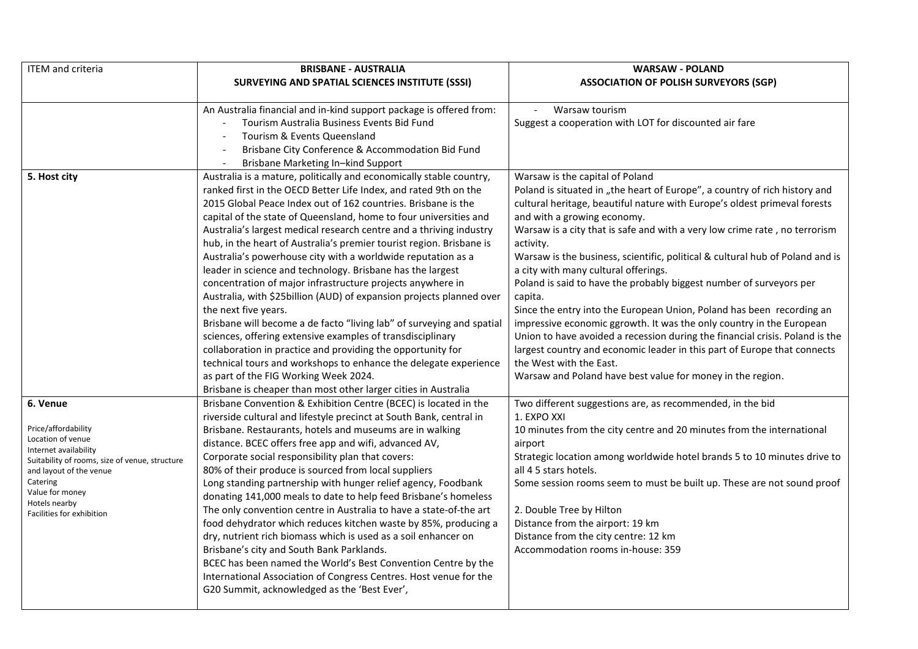| ITEM and criteria | BRISBANE - AUSTRALIA<br>SURVEYING AND SPATIAL SCIENCES INSTITUTE (SSSI) | WARSAW - POLAND<br>ASSOCIATION OF POLISH SURVEYORS (SGP) |
|---|---|---|
| | An Australia financial and in-kind support package is offered from:<br>- Tourism Australia Business Events Bid Fund<br>- Tourism & Events Queensland<br>- Brisbane City Conference & Accommodation Bid Fund<br>- Brisbane Marketing In–kind Support | - Warsaw tourism<br>Suggest a cooperation with LOT for discounted air fare |
| **5. Host city** | Australia is a mature, politically and economically stable country, ranked first in the OECD Better Life Index, and rated 9th on the 2015 Global Peace Index out of 162 countries. Brisbane is the capital of the state of Queensland, home to four universities and Australia's largest medical research centre and a thriving industry hub, in the heart of Australia's premier tourist region. Brisbane is Australia's powerhouse city with a worldwide reputation as a leader in science and technology. Brisbane has the largest concentration of major infrastructure projects anywhere in Australia, with $25billion (AUD) of expansion projects planned over the next five years.<br>Brisbane will become a de facto "living lab" of surveying and spatial sciences, offering extensive examples of transdisciplinary collaboration in practice and providing the opportunity for technical tours and workshops to enhance the delegate experience as part of the FIG Working Week 2024.<br>Brisbane is cheaper than most other larger cities in Australia | Warsaw is the capital of Poland<br>Poland is situated in „the heart of Europe", a country of rich history and cultural heritage, beautiful nature with Europe's oldest primeval forests and with a growing economy.<br>Warsaw is a city that is safe and with a very low crime rate , no terrorism activity.<br>Warsaw is the business, scientific, political & cultural hub of Poland and is a city with many cultural offerings.<br>Poland is said to have the probably biggest number of surveyors per capita.<br>Since the entry into the European Union, Poland has been recording an impressive economic ggrowth. It was the only country in the European Union to have avoided a recession during the financial crisis. Poland is the largest country and economic leader in this part of Europe that connects the West with the East.<br>Warsaw and Poland have best value for money in the region. |
| **6. Venue**<br><br>Price/affordability<br>Location of venue<br>Internet availability<br>Suitability of rooms, size of venue, structure and layout of the venue<br>Catering<br>Value for money<br>Hotels nearby<br>Facilities for exhibition | Brisbane Convention & Exhibition Centre (BCEC) is located in the riverside cultural and lifestyle precinct at South Bank, central in Brisbane. Restaurants, hotels and museums are in walking distance. BCEC offers free app and wifi, advanced AV,<br>Corporate social responsibility plan that covers:<br>80% of their produce is sourced from local suppliers<br>Long standing partnership with hunger relief agency, Foodbank donating 141,000 meals to date to help feed Brisbane's homeless<br>The only convention centre in Australia to have a state-of-the art food dehydrator which reduces kitchen waste by 85%, producing a dry, nutrient rich biomass which is used as a soil enhancer on Brisbane's city and South Bank Parklands.<br>BCEC has been named the World's Best Convention Centre by the International Association of Congress Centres. Host venue for the G20 Summit, acknowledged as the 'Best Ever', | Two different suggestions are, as recommended, in the bid<br>1. EXPO XXI<br>10 minutes from the city centre and 20 minutes from the international airport<br>Strategic location among worldwide hotel brands 5 to 10 minutes drive to all 4 5 stars hotels.<br>Some session rooms seem to must be built up. These are not sound proof<br><br>2. Double Tree by Hilton<br>Distance from the airport: 19 km<br>Distance from the city centre: 12 km<br>Accommodation rooms in-house: 359 |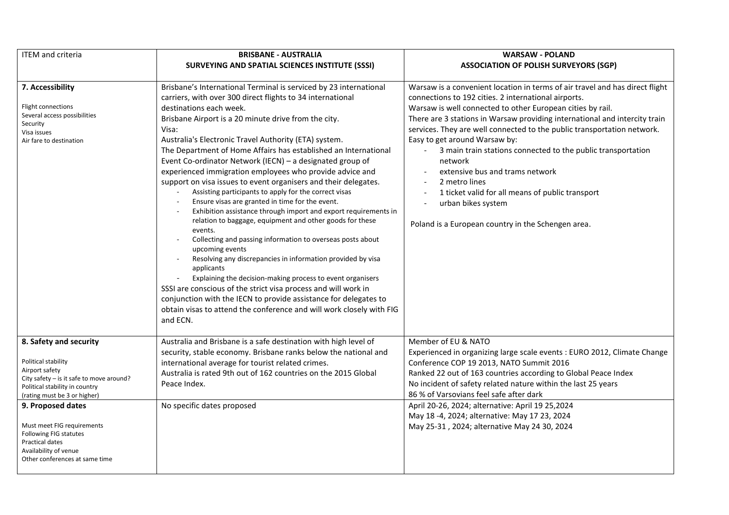| ITEM and criteria | **BRISBANE - AUSTRALIA**<br>**SURVEYING AND SPATIAL SCIENCES INSTITUTE (SSSI)** | **WARSAW - POLAND**<br>**ASSOCIATION OF POLISH SURVEYORS (SGP)** |
|---|---|---|
| **7. Accessibility**<br><br>Flight connections<br>Several access possibilities<br>Security<br>Visa issues<br>Air fare to destination | Brisbane's International Terminal is serviced by 23 international carriers, with over 300 direct flights to 34 international destinations each week.<br>Brisbane Airport is a 20 minute drive from the city.<br>Visa:<br>Australia's Electronic Travel Authority (ETA) system.<br>The Department of Home Affairs has established an International Event Co-ordinator Network (IECN) – a designated group of experienced immigration employees who provide advice and support on visa issues to event organisers and their delegates.<br>- Assisting participants to apply for the correct visas<br>- Ensure visas are granted in time for the event.<br>- Exhibition assistance through import and export requirements in relation to baggage, equipment and other goods for these events.<br>- Collecting and passing information to overseas posts about upcoming events<br>- Resolving any discrepancies in information provided by visa applicants<br>- Explaining the decision-making process to event organisers<br>SSSI are conscious of the strict visa process and will work in conjunction with the IECN to provide assistance for delegates to obtain visas to attend the conference and will work closely with FIG and ECN. | Warsaw is a convenient location in terms of air travel and has direct flight connections to 192 cities. 2 international airports.<br>Warsaw is well connected to other European cities by rail.<br>There are 3 stations in Warsaw providing international and intercity train services. They are well connected to the public transportation network.<br>Easy to get around Warsaw by:<br>- 3 main train stations connected to the public transportation network<br>- extensive bus and trams network<br>- 2 metro lines<br>- 1 ticket valid for all means of public transport<br>- urban bikes system<br><br>Poland is a European country in the Schengen area. |
| **8. Safety and security**<br><br>Political stability<br>Airport safety<br>City safety – is it safe to move around?<br>Political stability in country<br>(rating must be 3 or higher) | Australia and Brisbane is a safe destination with high level of security, stable economy. Brisbane ranks below the national and international average for tourist related crimes.<br>Australia is rated 9th out of 162 countries on the 2015 Global Peace Index. | Member of EU & NATO<br>Experienced in organizing large scale events : EURO 2012, Climate Change Conference COP 19 2013, NATO Summit 2016<br>Ranked 22 out of 163 countries according to Global Peace Index<br>No incident of safety related nature within the last 25 years<br>86 % of Varsovians feel safe after dark |
| **9. Proposed dates**<br><br>Must meet FIG requirements<br>Following FIG statutes<br>Practical dates<br>Availability of venue<br>Other conferences at same time | No specific dates proposed | April 20-26, 2024; alternative: April 19 25,2024<br>May 18 -4, 2024; alternative: May 17 23, 2024<br>May 25-31 , 2024; alternative May 24 30, 2024 |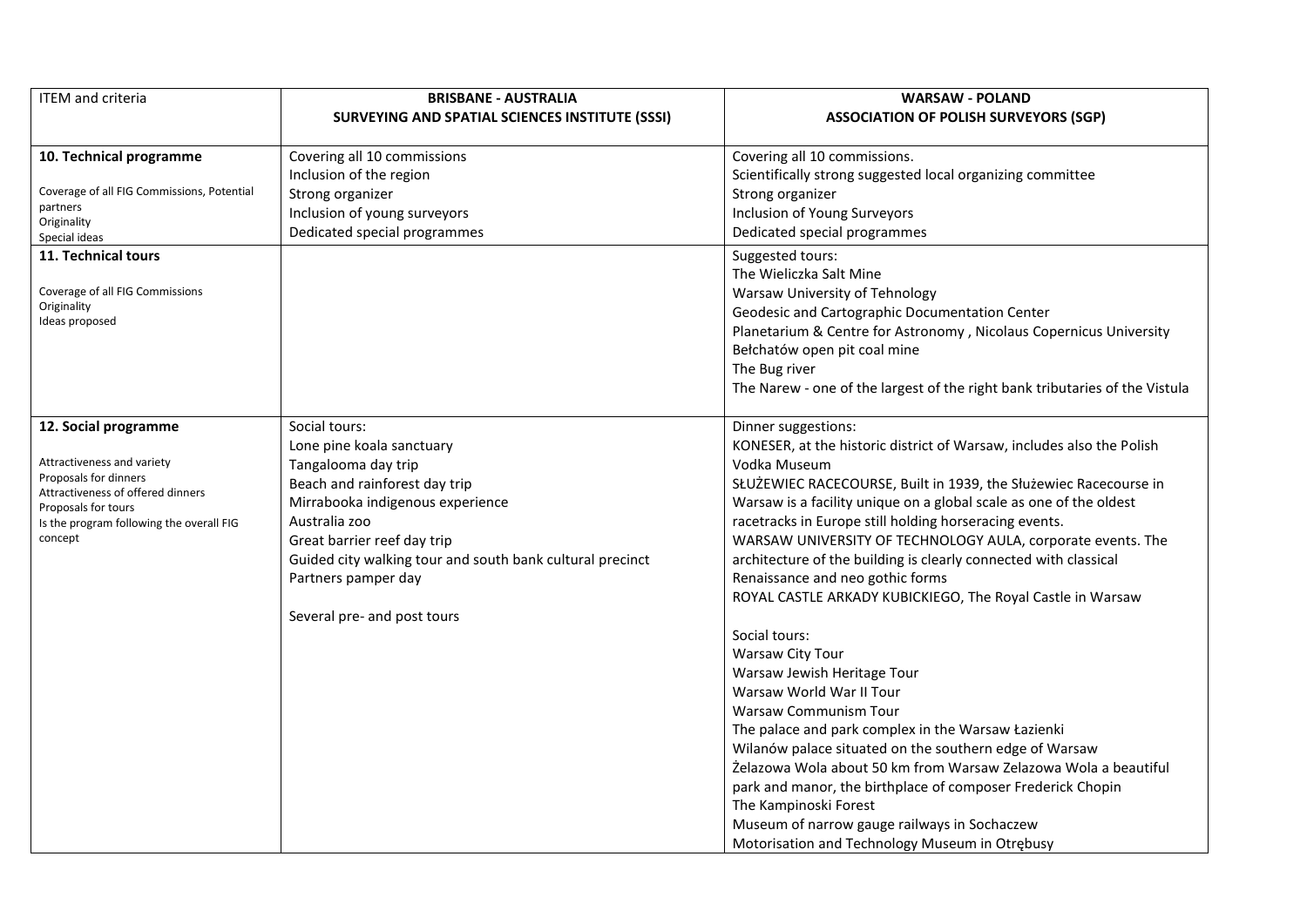| ITEM and criteria | BRISBANE - AUSTRALIA<br>SURVEYING AND SPATIAL SCIENCES INSTITUTE (SSSI) | WARSAW - POLAND<br>ASSOCIATION OF POLISH SURVEYORS (SGP) |
|---|---|---|
| **10. Technical programme**<br><br>Coverage of all FIG Commissions, Potential partners<br>Originality<br>Special ideas | Covering all 10 commissions<br>Inclusion of the region<br>Strong organizer<br>Inclusion of young surveyors<br>Dedicated special programmes | Covering all 10 commissions.<br>Scientifically strong suggested local organizing committee<br>Strong organizer<br>Inclusion of Young Surveyors<br>Dedicated special programmes |
| **11. Technical tours**<br><br>Coverage of all FIG Commissions<br>Originality<br>Ideas proposed | | Suggested tours:<br>The Wieliczka Salt Mine<br>Warsaw University of Tehnology<br>Geodesic and Cartographic Documentation Center<br>Planetarium & Centre for Astronomy , Nicolaus Copernicus University<br>Bełchatów open pit coal mine<br>The Bug river<br>The Narew - one of the largest of the right bank tributaries of the Vistula |
| **12. Social programme**<br><br>Attractiveness and variety<br>Proposals for dinners<br>Attractiveness of offered dinners<br>Proposals for tours<br>Is the program following the overall FIG concept | Social tours:<br>Lone pine koala sanctuary<br>Tangalooma day trip<br>Beach and rainforest day trip<br>Mirrabooka indigenous experience<br>Australia zoo<br>Great barrier reef day trip<br>Guided city walking tour and south bank cultural precinct<br>Partners pamper day<br><br>Several pre- and post tours | Dinner suggestions:<br>KONESER, at the historic district of Warsaw, includes also the Polish Vodka Museum<br>SŁUŻEWIEC RACECOURSE, Built in 1939, the Służewiec Racecourse in Warsaw is a facility unique on a global scale as one of the oldest racetracks in Europe still holding horseracing events.<br>WARSAW UNIVERSITY OF TECHNOLOGY AULA, corporate events. The architecture of the building is clearly connected with classical Renaissance and neo gothic forms<br>ROYAL CASTLE ARKADY KUBICKIEGO, The Royal Castle in Warsaw<br><br>Social tours:<br>Warsaw City Tour<br>Warsaw Jewish Heritage Tour<br>Warsaw World War II Tour<br>Warsaw Communism Tour<br>The palace and park complex in the Warsaw Łazienki<br>Wilanów palace situated on the southern edge of Warsaw<br>Żelazowa Wola about 50 km from Warsaw Zelazowa Wola a beautiful park and manor, the birthplace of composer Frederick Chopin<br>The Kampinoski Forest<br>Museum of narrow gauge railways in Sochaczew<br>Motorisation and Technology Museum in Otrębusy |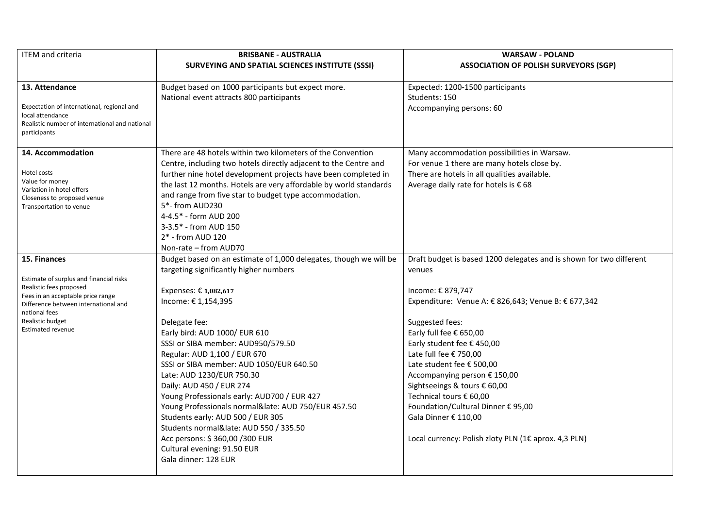| ITEM and criteria | BRISBANE - AUSTRALIA<br>SURVEYING AND SPATIAL SCIENCES INSTITUTE (SSSI) | WARSAW - POLAND<br>ASSOCIATION OF POLISH SURVEYORS (SGP) |
|---|---|---|
| **13. Attendance**<br><br>Expectation of international, regional and local attendance<br>Realistic number of international and national participants | Budget based on 1000 participants but expect more.<br>National event attracts 800 participants | Expected: 1200-1500 participants<br>Students: 150<br>Accompanying persons: 60 |
| **14. Accommodation**<br><br>Hotel costs<br>Value for money<br>Variation in hotel offers<br>Closeness to proposed venue<br>Transportation to venue | There are 48 hotels within two kilometers of the Convention Centre, including two hotels directly adjacent to the Centre and further nine hotel development projects have been completed in the last 12 months. Hotels are very affordable by world standards and range from five star to budget type accommodation.<br>5*- from AUD230<br>4-4.5* - form AUD 200<br>3-3.5* - from AUD 150<br>2* - from AUD 120<br>Non-rate – from AUD70 | Many accommodation possibilities in Warsaw.<br>For venue 1 there are many hotels close by.<br>There are hotels in all qualities available.<br>Average daily rate for hotels is € 68 |
| **15. Finances**<br><br>Estimate of surplus and financial risks<br>Realistic fees proposed<br>Fees in an acceptable price range<br>Difference between international and national fees<br>Realistic budget<br>Estimated revenue | Budget based on an estimate of 1,000 delegates, though we will be targeting significantly higher numbers<br><br>Expenses: € 1,082,617<br>Income: € 1,154,395<br><br>Delegate fee:<br>Early bird: AUD 1000/ EUR 610<br>SSSI or SIBA member: AUD950/579.50<br>Regular: AUD 1,100 / EUR 670<br>SSSI or SIBA member: AUD 1050/EUR 640.50<br>Late: AUD 1230/EUR 750.30<br>Daily: AUD 450 / EUR 274<br>Young Professionals early: AUD700 / EUR 427<br>Young Professionals normal&late: AUD 750/EUR 457.50<br>Students early: AUD 500 / EUR 305<br>Students normal&late: AUD 550 / 335.50<br>Acc persons: $ 360,00 /300 EUR<br>Cultural evening: 91.50 EUR<br>Gala dinner: 128 EUR | Draft budget is based 1200 delegates and is shown for two different venues<br><br>Income: € 879,747<br>Expenditure: Venue A: € 826,643; Venue B: € 677,342<br><br>Suggested fees:<br>Early full fee € 650,00<br>Early student fee € 450,00<br>Late full fee € 750,00<br>Late student fee € 500,00<br>Accompanying person € 150,00<br>Sightseeings & tours € 60,00<br>Technical tours € 60,00<br>Foundation/Cultural Dinner € 95,00<br>Gala Dinner € 110,00<br><br>Local currency: Polish zloty PLN (1€ aprox. 4,3 PLN) |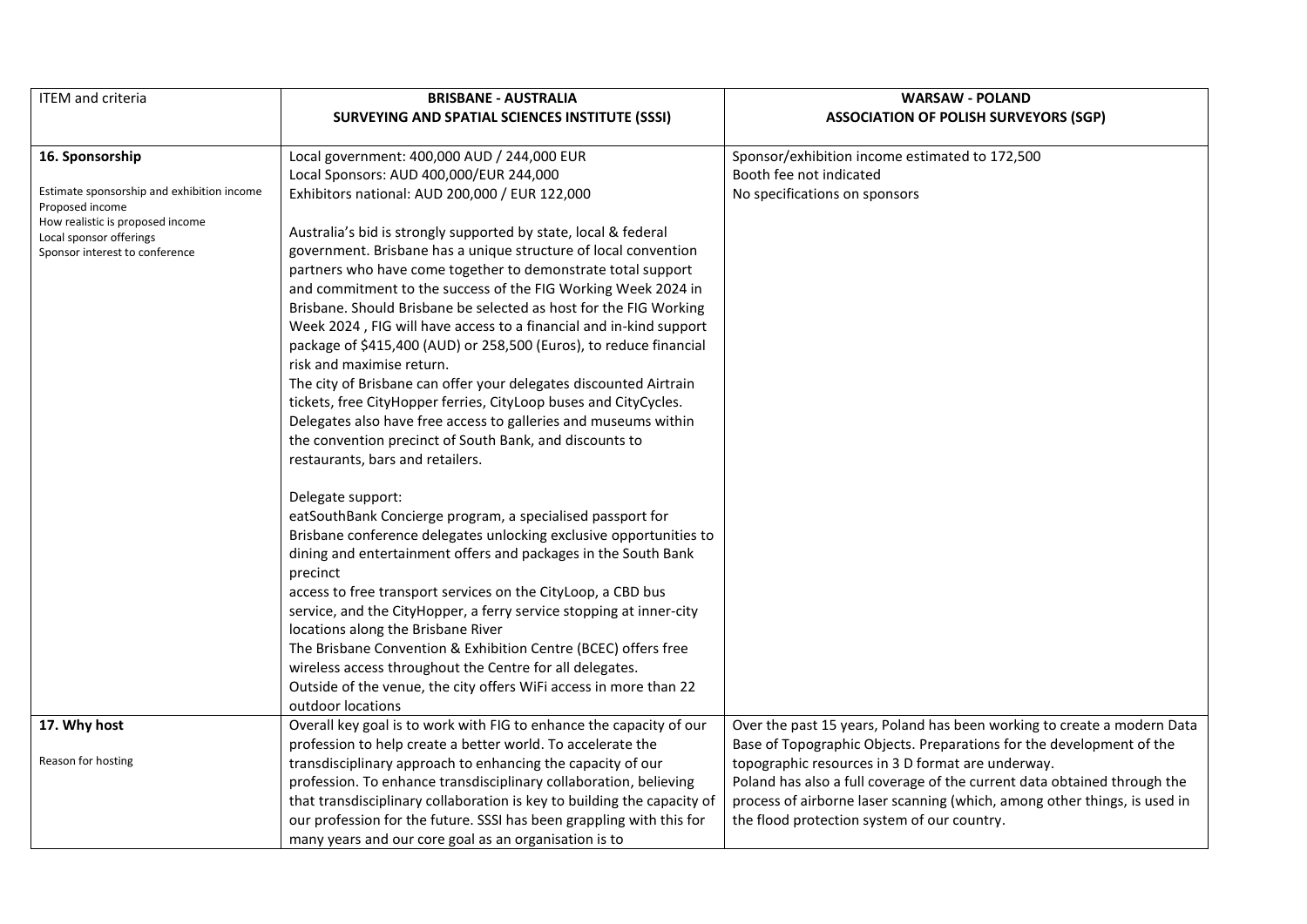| ITEM and criteria | BRISBANE - AUSTRALIA<br>SURVEYING AND SPATIAL SCIENCES INSTITUTE (SSSI) | WARSAW - POLAND<br>ASSOCIATION OF POLISH SURVEYORS (SGP) |
|---|---|---|
| **16. Sponsorship**<br><br>Estimate sponsorship and exhibition income<br>Proposed income<br>How realistic is proposed income<br>Local sponsor offerings<br>Sponsor interest to conference | Local government: 400,000 AUD / 244,000 EUR<br>Local Sponsors: AUD 400,000/EUR 244,000<br>Exhibitors national: AUD 200,000 / EUR 122,000<br><br>Australia's bid is strongly supported by state, local & federal government. Brisbane has a unique structure of local convention partners who have come together to demonstrate total support and commitment to the success of the FIG Working Week 2024 in Brisbane. Should Brisbane be selected as host for the FIG Working Week 2024 , FIG will have access to a financial and in-kind support package of $415,400 (AUD) or 258,500 (Euros), to reduce financial risk and maximise return.<br>The city of Brisbane can offer your delegates discounted Airtrain tickets, free CityHopper ferries, CityLoop buses and CityCycles. Delegates also have free access to galleries and museums within the convention precinct of South Bank, and discounts to restaurants, bars and retailers.<br><br>Delegate support:<br>eatSouthBank Concierge program, a specialised passport for Brisbane conference delegates unlocking exclusive opportunities to dining and entertainment offers and packages in the South Bank precinct<br>access to free transport services on the CityLoop, a CBD bus service, and the CityHopper, a ferry service stopping at inner-city locations along the Brisbane River<br>The Brisbane Convention & Exhibition Centre (BCEC) offers free wireless access throughout the Centre for all delegates.<br>Outside of the venue, the city offers WiFi access in more than 22 outdoor locations | Sponsor/exhibition income estimated to 172,500<br>Booth fee not indicated<br>No specifications on sponsors |
| **17. Why host**<br><br>Reason for hosting | Overall key goal is to work with FIG to enhance the capacity of our profession to help create a better world. To accelerate the transdisciplinary approach to enhancing the capacity of our profession. To enhance transdisciplinary collaboration, believing that transdisciplinary collaboration is key to building the capacity of our profession for the future. SSSI has been grappling with this for many years and our core goal as an organisation is to | Over the past 15 years, Poland has been working to create a modern Data Base of Topographic Objects. Preparations for the development of the topographic resources in 3 D format are underway.<br>Poland has also a full coverage of the current data obtained through the process of airborne laser scanning (which, among other things, is used in the flood protection system of our country. |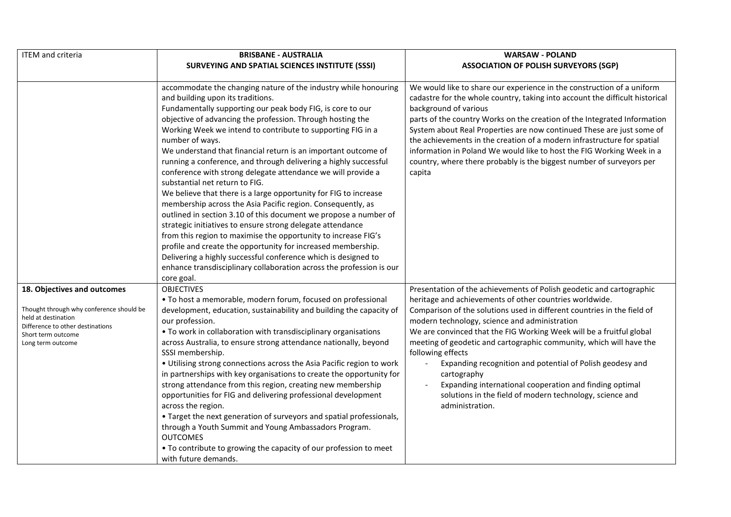| ITEM and criteria | **BRISBANE - AUSTRALIA**<br>**SURVEYING AND SPATIAL SCIENCES INSTITUTE (SSSI)** | **WARSAW - POLAND**<br>**ASSOCIATION OF POLISH SURVEYORS (SGP)** |
|---|---|---|
| | accommodate the changing nature of the industry while honouring and building upon its traditions.<br>Fundamentally supporting our peak body FIG, is core to our objective of advancing the profession. Through hosting the Working Week we intend to contribute to supporting FIG in a number of ways.<br>We understand that financial return is an important outcome of running a conference, and through delivering a highly successful conference with strong delegate attendance we will provide a substantial net return to FIG.<br>We believe that there is a large opportunity for FIG to increase membership across the Asia Pacific region. Consequently, as outlined in section 3.10 of this document we propose a number of strategic initiatives to ensure strong delegate attendance from this region to maximise the opportunity to increase FIG's profile and create the opportunity for increased membership.<br>Delivering a highly successful conference which is designed to enhance transdisciplinary collaboration across the profession is our core goal. | We would like to share our experience in the construction of a uniform cadastre for the whole country, taking into account the difficult historical background of various parts of the country Works on the creation of the Integrated Information System about Real Properties are now continued These are just some of the achievements in the creation of a modern infrastructure for spatial information in Poland We would like to host the FIG Working Week in a country, where there probably is the biggest number of surveyors per capita |
| **18. Objectives and outcomes**<br><br>Thought through why conference should be held at destination<br>Difference to other destinations<br>Short term outcome<br>Long term outcome | OBJECTIVES<br>• To host a memorable, modern forum, focused on professional development, education, sustainability and building the capacity of our profession.<br>• To work in collaboration with transdisciplinary organisations across Australia, to ensure strong attendance nationally, beyond SSSI membership.<br>• Utilising strong connections across the Asia Pacific region to work in partnerships with key organisations to create the opportunity for strong attendance from this region, creating new membership opportunities for FIG and delivering professional development across the region.<br>• Target the next generation of surveyors and spatial professionals, through a Youth Summit and Young Ambassadors Program.<br>OUTCOMES<br>• To contribute to growing the capacity of our profession to meet with future demands. | Presentation of the achievements of Polish geodetic and cartographic heritage and achievements of other countries worldwide.<br>Comparison of the solutions used in different countries in the field of modern technology, science and administration<br>We are convinced that the FIG Working Week will be a fruitful global meeting of geodetic and cartographic community, which will have the following effects<br>- Expanding recognition and potential of Polish geodesy and cartography<br>- Expanding international cooperation and finding optimal solutions in the field of modern technology, science and administration. |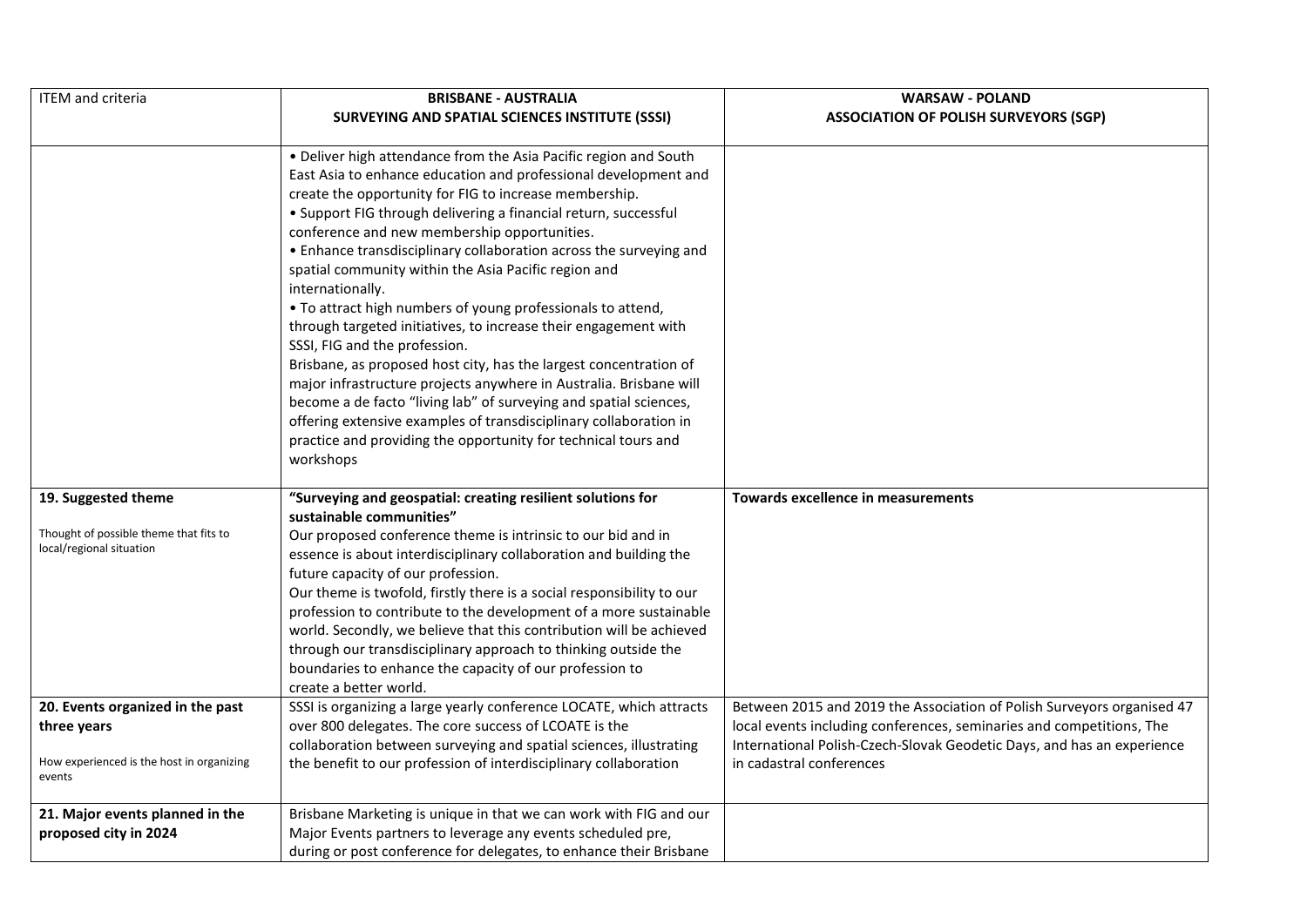| ITEM and criteria | BRISBANE - AUSTRALIA<br>SURVEYING AND SPATIAL SCIENCES INSTITUTE (SSSI) | WARSAW - POLAND<br>ASSOCIATION OF POLISH SURVEYORS (SGP) |
|---|---|---|
| | • Deliver high attendance from the Asia Pacific region and South East Asia to enhance education and professional development and create the opportunity for FIG to increase membership.<br>• Support FIG through delivering a financial return, successful conference and new membership opportunities.<br>• Enhance transdisciplinary collaboration across the surveying and spatial community within the Asia Pacific region and internationally.<br>• To attract high numbers of young professionals to attend, through targeted initiatives, to increase their engagement with SSSI, FIG and the profession.<br>Brisbane, as proposed host city, has the largest concentration of major infrastructure projects anywhere in Australia. Brisbane will become a de facto “living lab” of surveying and spatial sciences, offering extensive examples of transdisciplinary collaboration in practice and providing the opportunity for technical tours and workshops | |
| **19. Suggested theme**<br>Thought of possible theme that fits to local/regional situation | **“Surveying and geospatial: creating resilient solutions for sustainable communities”**<br>Our proposed conference theme is intrinsic to our bid and in essence is about interdisciplinary collaboration and building the future capacity of our profession.<br>Our theme is twofold, firstly there is a social responsibility to our profession to contribute to the development of a more sustainable world. Secondly, we believe that this contribution will be achieved through our transdisciplinary approach to thinking outside the boundaries to enhance the capacity of our profession to create a better world. | **Towards excellence in measurements** |
| **20. Events organized in the past three years**<br>How experienced is the host in organizing events | SSSI is organizing a large yearly conference LOCATE, which attracts over 800 delegates. The core success of LCOATE is the collaboration between surveying and spatial sciences, illustrating the benefit to our profession of interdisciplinary collaboration | Between 2015 and 2019 the Association of Polish Surveyors organised 47 local events including conferences, seminaries and competitions, The International Polish-Czech-Slovak Geodetic Days, and has an experience in cadastral conferences |
| **21. Major events planned in the proposed city in 2024** | Brisbane Marketing is unique in that we can work with FIG and our Major Events partners to leverage any events scheduled pre, during or post conference for delegates, to enhance their Brisbane | |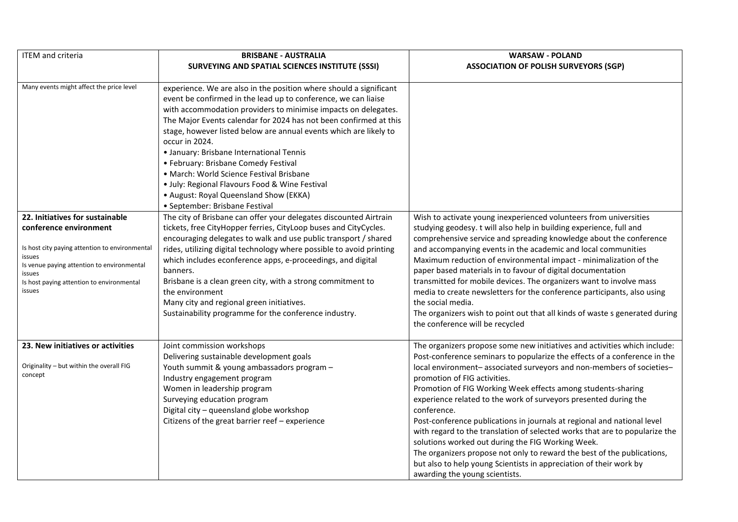| ITEM and criteria | BRISBANE - AUSTRALIA<br>SURVEYING AND SPATIAL SCIENCES INSTITUTE (SSSI) | WARSAW - POLAND<br>ASSOCIATION OF POLISH SURVEYORS (SGP) |
|---|---|---|
| Many events might affect the price level | experience. We are also in the position where should a significant event be confirmed in the lead up to conference, we can liaise with accommodation providers to minimise impacts on delegates. The Major Events calendar for 2024 has not been confirmed at this stage, however listed below are annual events which are likely to occur in 2024.<br>• January: Brisbane International Tennis<br>• February: Brisbane Comedy Festival<br>• March: World Science Festival Brisbane<br>• July: Regional Flavours Food & Wine Festival<br>• August: Royal Queensland Show (EKKA)<br>• September: Brisbane Festival | |
| **22. Initiatives for sustainable conference environment**<br><br>Is host city paying attention to environmental issues<br>Is venue paying attention to environmental issues<br>Is host paying attention to environmental issues | The city of Brisbane can offer your delegates discounted Airtrain tickets, free CityHopper ferries, CityLoop buses and CityCycles. encouraging delegates to walk and use public transport / shared rides, utilizing digital technology where possible to avoid printing which includes econference apps, e-proceedings, and digital banners.<br>Brisbane is a clean green city, with a strong commitment to the environment<br>Many city and regional green initiatives.<br>Sustainability programme for the conference industry. | Wish to activate young inexperienced volunteers from universities studying geodesy. t will also help in building experience, full and comprehensive service and spreading knowledge about the conference and accompanying events in the academic and local communities<br>Maximum reduction of environmental impact - minimalization of the paper based materials in to favour of digital documentation transmitted for mobile devices. The organizers want to involve mass media to create newsletters for the conference participants, also using the social media.<br>The organizers wish to point out that all kinds of waste s generated during the conference will be recycled |
| **23. New initiatives or activities**<br><br>Originality – but within the overall FIG concept | Joint commission workshops<br>Delivering sustainable development goals<br>Youth summit & young ambassadors program –<br>Industry engagement program<br>Women in leadership program<br>Surveying education program<br>Digital city – queensland globe workshop<br>Citizens of the great barrier reef – experience | The organizers propose some new initiatives and activities which include:<br>Post-conference seminars to popularize the effects of a conference in the local environment– associated surveyors and non-members of societies– promotion of FIG activities.<br>Promotion of FIG Working Week effects among students-sharing experience related to the work of surveyors presented during the conference.<br>Post-conference publications in journals at regional and national level with regard to the translation of selected works that are to popularize the solutions worked out during the FIG Working Week.<br>The organizers propose not only to reward the best of the publications, but also to help young Scientists in appreciation of their work by awarding the young scientists. |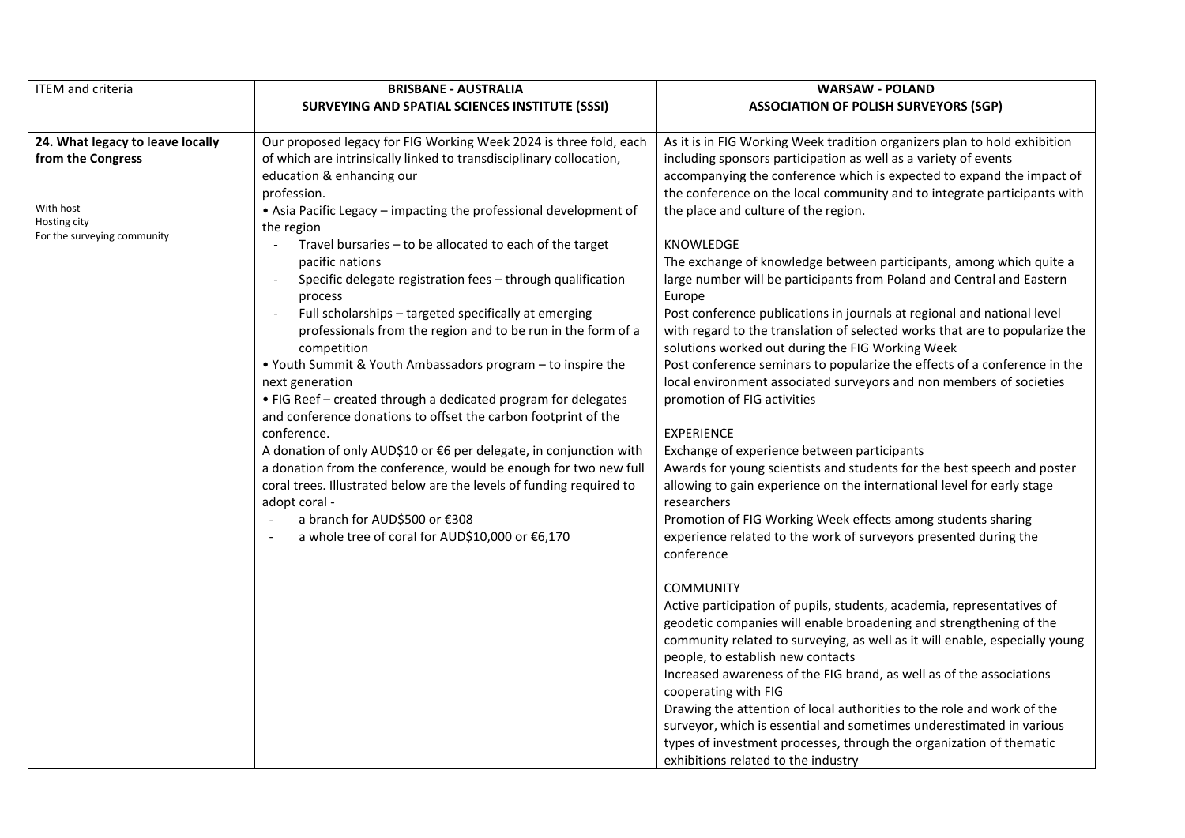| ITEM and criteria | BRISBANE - AUSTRALIA<br>SURVEYING AND SPATIAL SCIENCES INSTITUTE (SSSI) | WARSAW - POLAND<br>ASSOCIATION OF POLISH SURVEYORS (SGP) |
|---|---|---|
| **24. What legacy to leave locally from the Congress**<br><br>With host<br>Hosting city<br>For the surveying community | Our proposed legacy for FIG Working Week 2024 is three fold, each of which are intrinsically linked to transdisciplinary collocation, education & enhancing our profession.<br>• Asia Pacific Legacy – impacting the professional development of the region<br>- Travel bursaries – to be allocated to each of the target pacific nations<br>- Specific delegate registration fees – through qualification process<br>- Full scholarships – targeted specifically at emerging professionals from the region and to be run in the form of a competition<br>• Youth Summit & Youth Ambassadors program – to inspire the next generation<br>• FIG Reef – created through a dedicated program for delegates and conference donations to offset the carbon footprint of the conference.<br>A donation of only AUD$10 or €6 per delegate, in conjunction with a donation from the conference, would be enough for two new full coral trees. Illustrated below are the levels of funding required to adopt coral -<br>- a branch for AUD$500 or €308<br>- a whole tree of coral for AUD$10,000 or €6,170 | As it is in FIG Working Week tradition organizers plan to hold exhibition including sponsors participation as well as a variety of events accompanying the conference which is expected to expand the impact of the conference on the local community and to integrate participants with the place and culture of the region.<br><br>KNOWLEDGE<br>The exchange of knowledge between participants, among which quite a large number will be participants from Poland and Central and Eastern Europe<br>Post conference publications in journals at regional and national level with regard to the translation of selected works that are to popularize the solutions worked out during the FIG Working Week<br>Post conference seminars to popularize the effects of a conference in the local environment associated surveyors and non members of societies promotion of FIG activities<br><br>EXPERIENCE<br>Exchange of experience between participants<br>Awards for young scientists and students for the best speech and poster allowing to gain experience on the international level for early stage researchers<br>Promotion of FIG Working Week effects among students sharing experience related to the work of surveyors presented during the conference<br><br>COMMUNITY<br>Active participation of pupils, students, academia, representatives of geodetic companies will enable broadening and strengthening of the community related to surveying, as well as it will enable, especially young people, to establish new contacts<br>Increased awareness of the FIG brand, as well as of the associations cooperating with FIG<br>Drawing the attention of local authorities to the role and work of the surveyor, which is essential and sometimes underestimated in various types of investment processes, through the organization of thematic exhibitions related to the industry |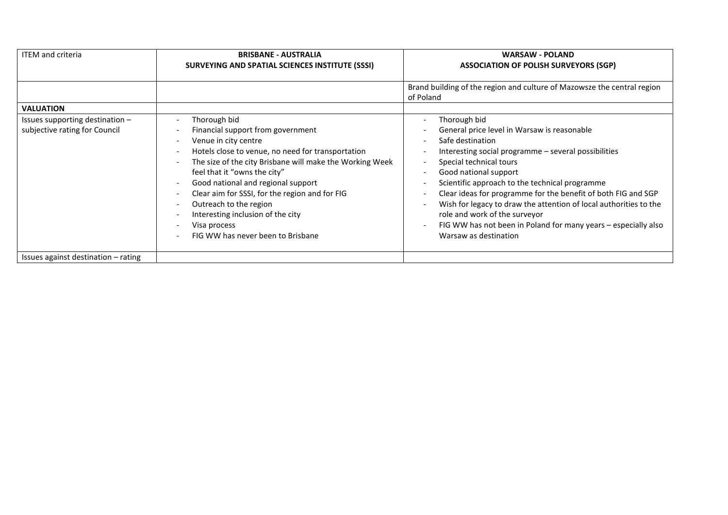| ITEM and criteria | **BRISBANE - AUSTRALIA**<br>**SURVEYING AND SPATIAL SCIENCES INSTITUTE (SSSI)** | **WARSAW - POLAND**<br>**ASSOCIATION OF POLISH SURVEYORS (SGP)** |
|---|---|---|
| | | Brand building of the region and culture of Mazowsze the central region of Poland |
| **VALUATION** | | |
| Issues supporting destination – subjective rating for Council | - Thorough bid<br>- Financial support from government<br>- Venue in city centre<br>- Hotels close to venue, no need for transportation<br>- The size of the city Brisbane will make the Working Week feel that it "owns the city"<br>- Good national and regional support<br>- Clear aim for SSSI, for the region and for FIG<br>- Outreach to the region<br>- Interesting inclusion of the city<br>- Visa process<br>- FIG WW has never been to Brisbane | - Thorough bid<br>- General price level in Warsaw is reasonable<br>- Safe destination<br>- Interesting social programme – several possibilities<br>- Special technical tours<br>- Good national support<br>- Scientific approach to the technical programme<br>- Clear ideas for programme for the benefit of both FIG and SGP<br>- Wish for legacy to draw the attention of local authorities to the role and work of the surveyor<br>- FIG WW has not been in Poland for many years – especially also Warsaw as destination |
| Issues against destination – rating | | |